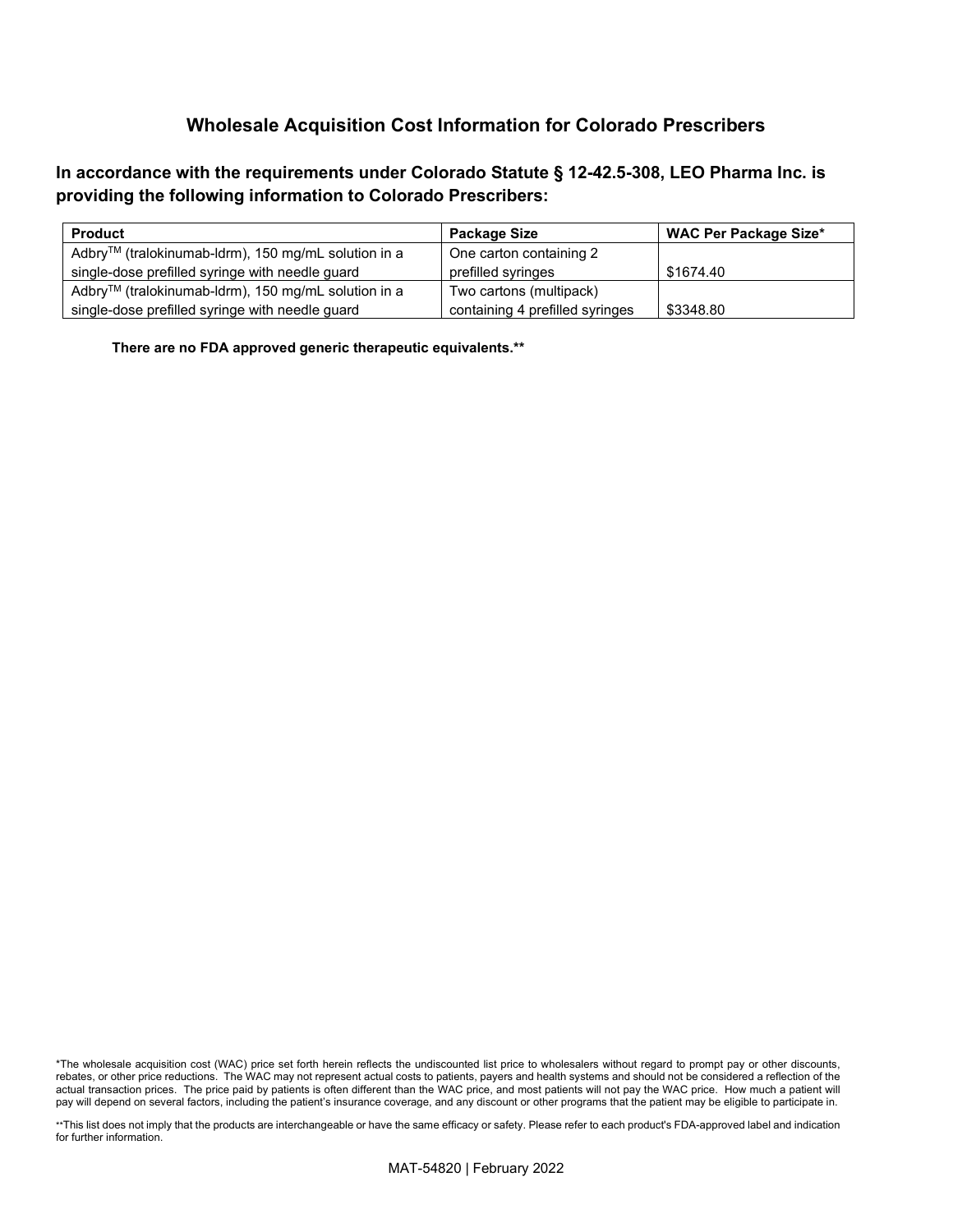# Wholesale Acquisition Cost Information for Colorado Prescribers

## In accordance with the requirements under Colorado Statute § 12-42.5-308, LEO Pharma Inc. is providing the following information to Colorado Prescribers:

| Product | Package Size | WAC Per Package Size* |
|---|---|---|
| Adbry™ (tralokinumab-ldrm), 150 mg/mL solution in a single-dose prefilled syringe with needle guard | One carton containing 2 prefilled syringes | $1674.40 |
| Adbry™ (tralokinumab-ldrm), 150 mg/mL solution in a single-dose prefilled syringe with needle guard | Two cartons (multipack) containing 4 prefilled syringes | $3348.80 |

**There are no FDA approved generic therapeutic equivalents.****

*The wholesale acquisition cost (WAC) price set forth herein reflects the undiscounted list price to wholesalers without regard to prompt pay or other discounts, rebates, or other price reductions. The WAC may not represent actual costs to patients, payers and health systems and should not be considered a reflection of the actual transaction prices. The price paid by patients is often different than the WAC price, and most patients will not pay the WAC price. How much a patient will pay will depend on several factors, including the patient's insurance coverage, and any discount or other programs that the patient may be eligible to participate in.

**This list does not imply that the products are interchangeable or have the same efficacy or safety. Please refer to each product's FDA-approved label and indication for further information.

MAT-54820 | February 2022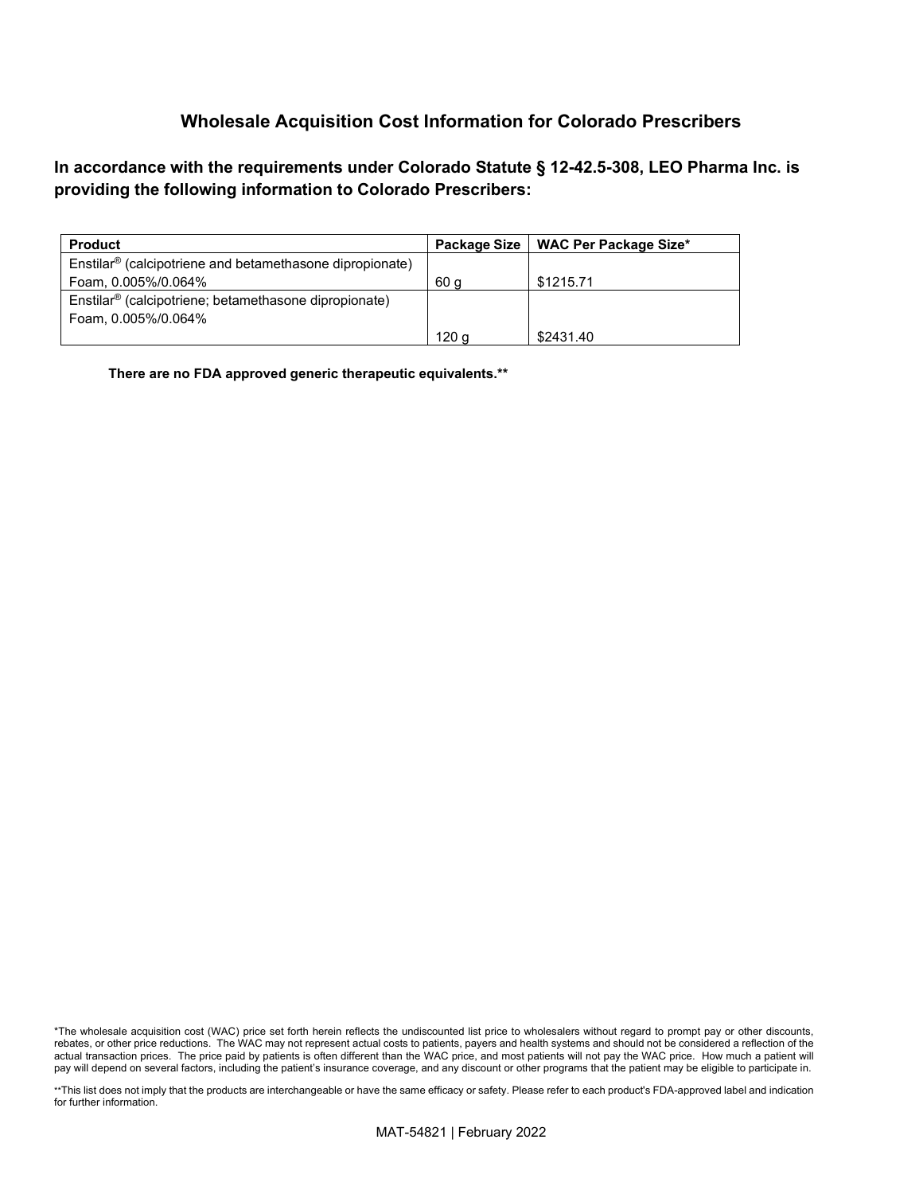# Wholesale Acquisition Cost Information for Colorado Prescribers

**In accordance with the requirements under Colorado Statute § 12-42.5-308, LEO Pharma Inc. is providing the following information to Colorado Prescribers:**

| Product | Package Size | WAC Per Package Size* |
|---|---|---|
| Enstilar® (calcipotriene and betamethasone dipropionate) Foam, 0.005%/0.064% | 60 g | $1215.71 |
| Enstilar® (calcipotriene; betamethasone dipropionate) Foam, 0.005%/0.064% | 120 g | $2431.40 |

**There are no FDA approved generic therapeutic equivalents.****

*The wholesale acquisition cost (WAC) price set forth herein reflects the undiscounted list price to wholesalers without regard to prompt pay or other discounts, rebates, or other price reductions. The WAC may not represent actual costs to patients, payers and health systems and should not be considered a reflection of the actual transaction prices. The price paid by patients is often different than the WAC price, and most patients will not pay the WAC price. How much a patient will pay will depend on several factors, including the patient's insurance coverage, and any discount or other programs that the patient may be eligible to participate in.

**This list does not imply that the products are interchangeable or have the same efficacy or safety. Please refer to each product's FDA-approved label and indication for further information.

MAT-54821 | February 2022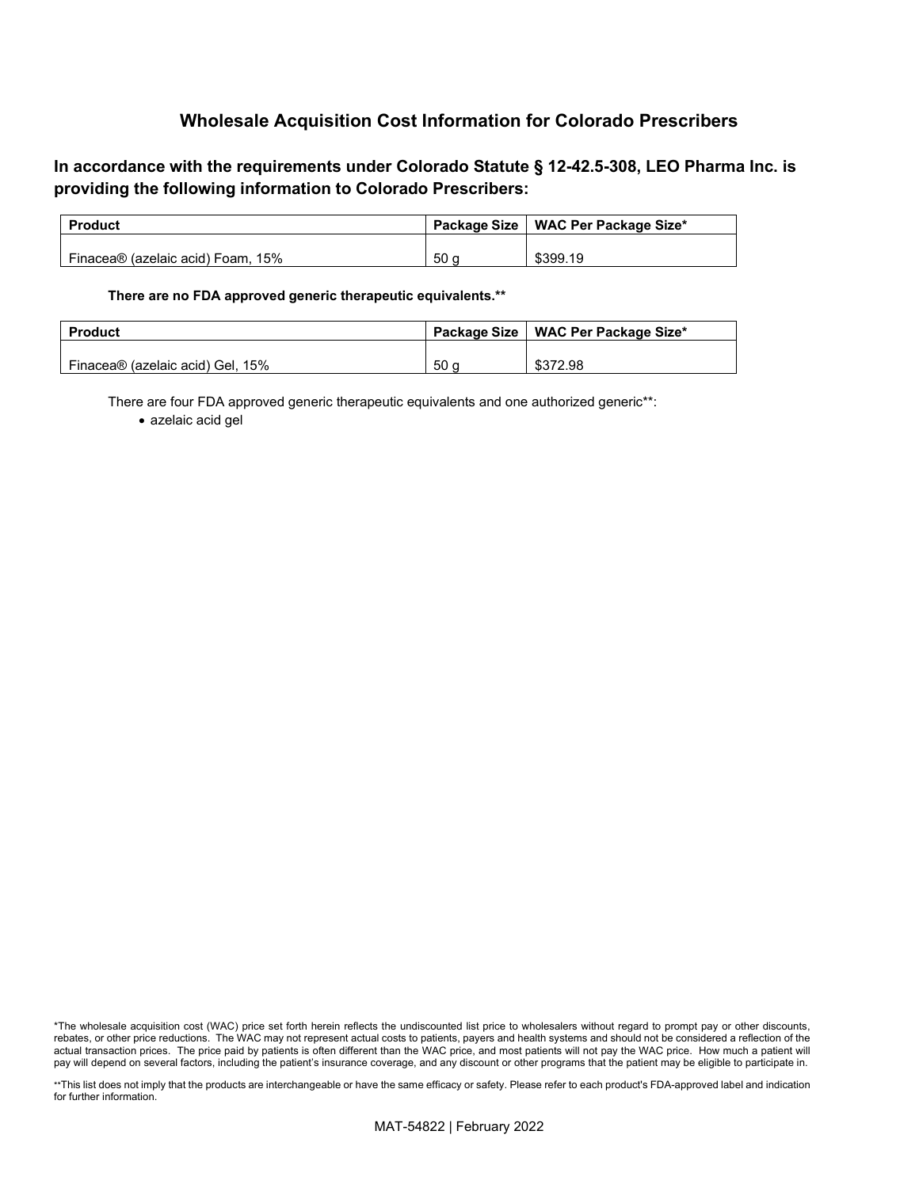## Wholesale Acquisition Cost Information for Colorado Prescribers

**In accordance with the requirements under Colorado Statute § 12-42.5-308, LEO Pharma Inc. is providing the following information to Colorado Prescribers:**

| Product | Package Size | WAC Per Package Size* |
|---|---|---|
| Finacea® (azelaic acid) Foam, 15% | 50 g | $399.19 |

**There are no FDA approved generic therapeutic equivalents.****

| Product | Package Size | WAC Per Package Size* |
|---|---|---|
| Finacea® (azelaic acid) Gel, 15% | 50 g | $372.98 |

There are four FDA approved generic therapeutic equivalents and one authorized generic**:

- azelaic acid gel

*The wholesale acquisition cost (WAC) price set forth herein reflects the undiscounted list price to wholesalers without regard to prompt pay or other discounts, rebates, or other price reductions. The WAC may not represent actual costs to patients, payers and health systems and should not be considered a reflection of the actual transaction prices. The price paid by patients is often different than the WAC price, and most patients will not pay the WAC price. How much a patient will pay will depend on several factors, including the patient's insurance coverage, and any discount or other programs that the patient may be eligible to participate in.

**This list does not imply that the products are interchangeable or have the same efficacy or safety. Please refer to each product's FDA-approved label and indication for further information.

MAT-54822 | February 2022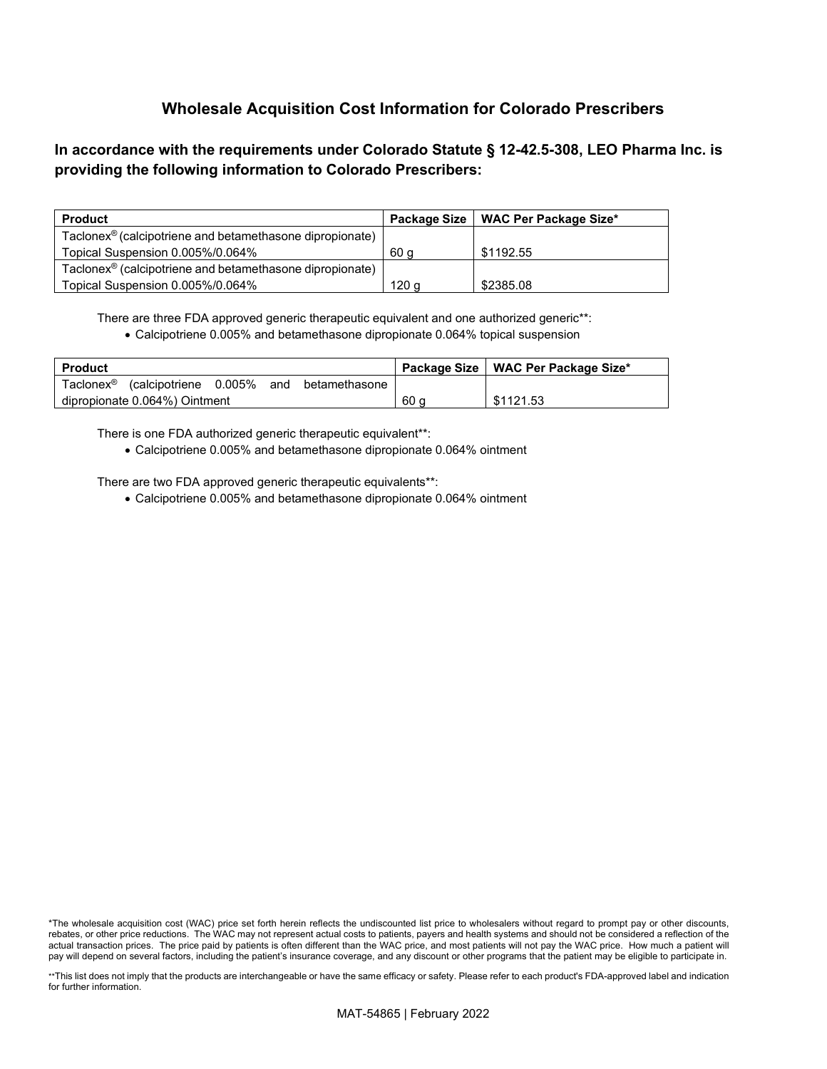## Wholesale Acquisition Cost Information for Colorado Prescribers

**In accordance with the requirements under Colorado Statute § 12-42.5-308, LEO Pharma Inc. is providing the following information to Colorado Prescribers:**

| Product | Package Size | WAC Per Package Size* |
|---|---|---|
| Taclonex® (calcipotriene and betamethasone dipropionate) Topical Suspension 0.005%/0.064% | 60 g | $1192.55 |
| Taclonex® (calcipotriene and betamethasone dipropionate) Topical Suspension 0.005%/0.064% | 120 g | $2385.08 |

There are three FDA approved generic therapeutic equivalent and one authorized generic**:

- Calcipotriene 0.005% and betamethasone dipropionate 0.064% topical suspension

| Product | Package Size | WAC Per Package Size* |
|---|---|---|
| Taclonex® (calcipotriene 0.005% and betamethasone dipropionate 0.064%) Ointment | 60 g | $1121.53 |

There is one FDA authorized generic therapeutic equivalent**:

- Calcipotriene 0.005% and betamethasone dipropionate 0.064% ointment

There are two FDA approved generic therapeutic equivalents**:

- Calcipotriene 0.005% and betamethasone dipropionate 0.064% ointment

*The wholesale acquisition cost (WAC) price set forth herein reflects the undiscounted list price to wholesalers without regard to prompt pay or other discounts, rebates, or other price reductions. The WAC may not represent actual costs to patients, payers and health systems and should not be considered a reflection of the actual transaction prices. The price paid by patients is often different than the WAC price, and most patients will not pay the WAC price. How much a patient will pay will depend on several factors, including the patient's insurance coverage, and any discount or other programs that the patient may be eligible to participate in.

**This list does not imply that the products are interchangeable or have the same efficacy or safety. Please refer to each product's FDA-approved label and indication for further information.

MAT-54865 | February 2022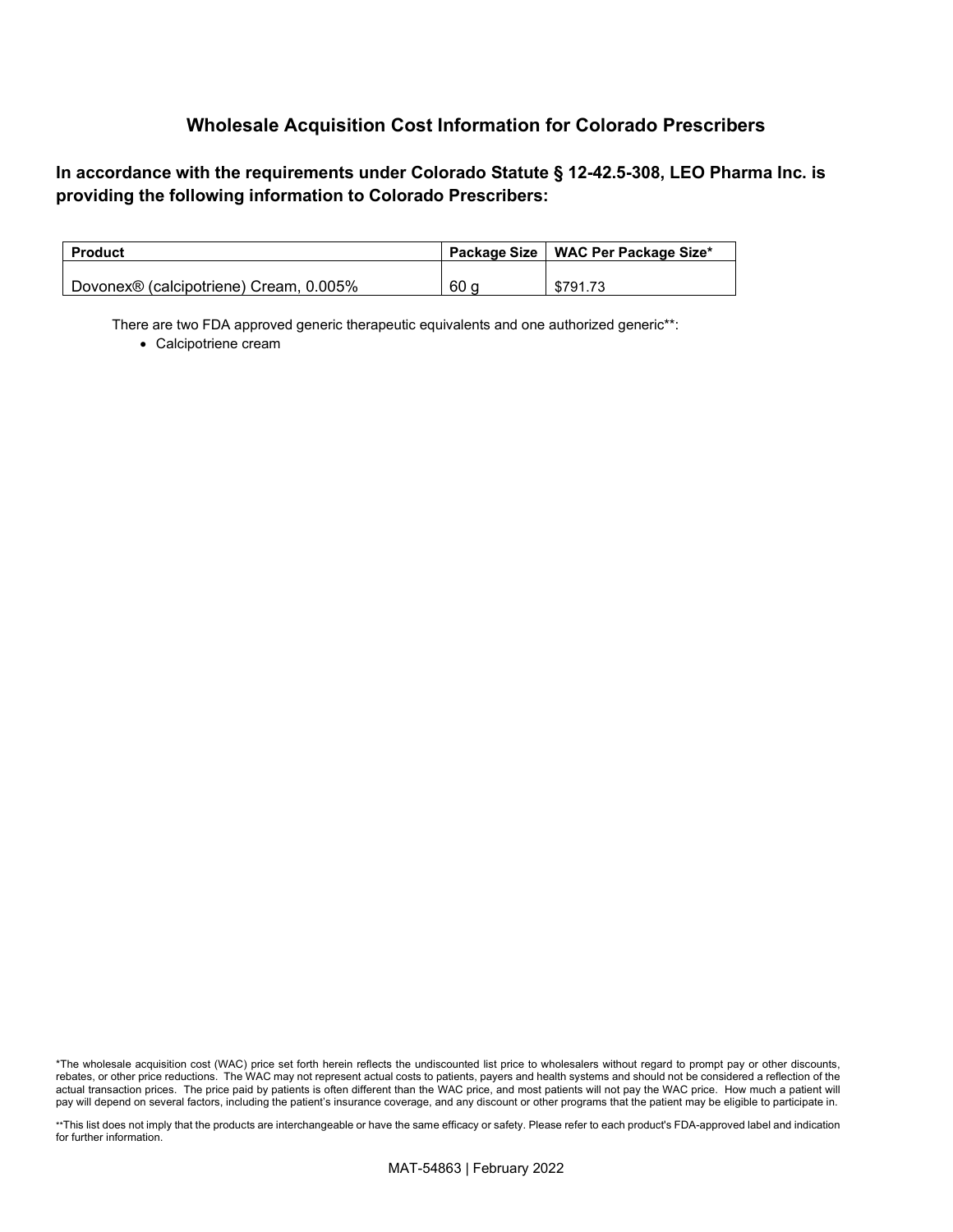## Wholesale Acquisition Cost Information for Colorado Prescribers

**In accordance with the requirements under Colorado Statute § 12-42.5-308, LEO Pharma Inc. is providing the following information to Colorado Prescribers:**

| Product | Package Size | WAC Per Package Size* |
|---|---|---|
| Dovonex® (calcipotriene) Cream, 0.005% | 60 g | $791.73 |

There are two FDA approved generic therapeutic equivalents and one authorized generic**:

- Calcipotriene cream

*The wholesale acquisition cost (WAC) price set forth herein reflects the undiscounted list price to wholesalers without regard to prompt pay or other discounts, rebates, or other price reductions. The WAC may not represent actual costs to patients, payers and health systems and should not be considered a reflection of the actual transaction prices. The price paid by patients is often different than the WAC price, and most patients will not pay the WAC price. How much a patient will pay will depend on several factors, including the patient's insurance coverage, and any discount or other programs that the patient may be eligible to participate in.

**This list does not imply that the products are interchangeable or have the same efficacy or safety. Please refer to each product's FDA-approved label and indication for further information.

MAT-54863 | February 2022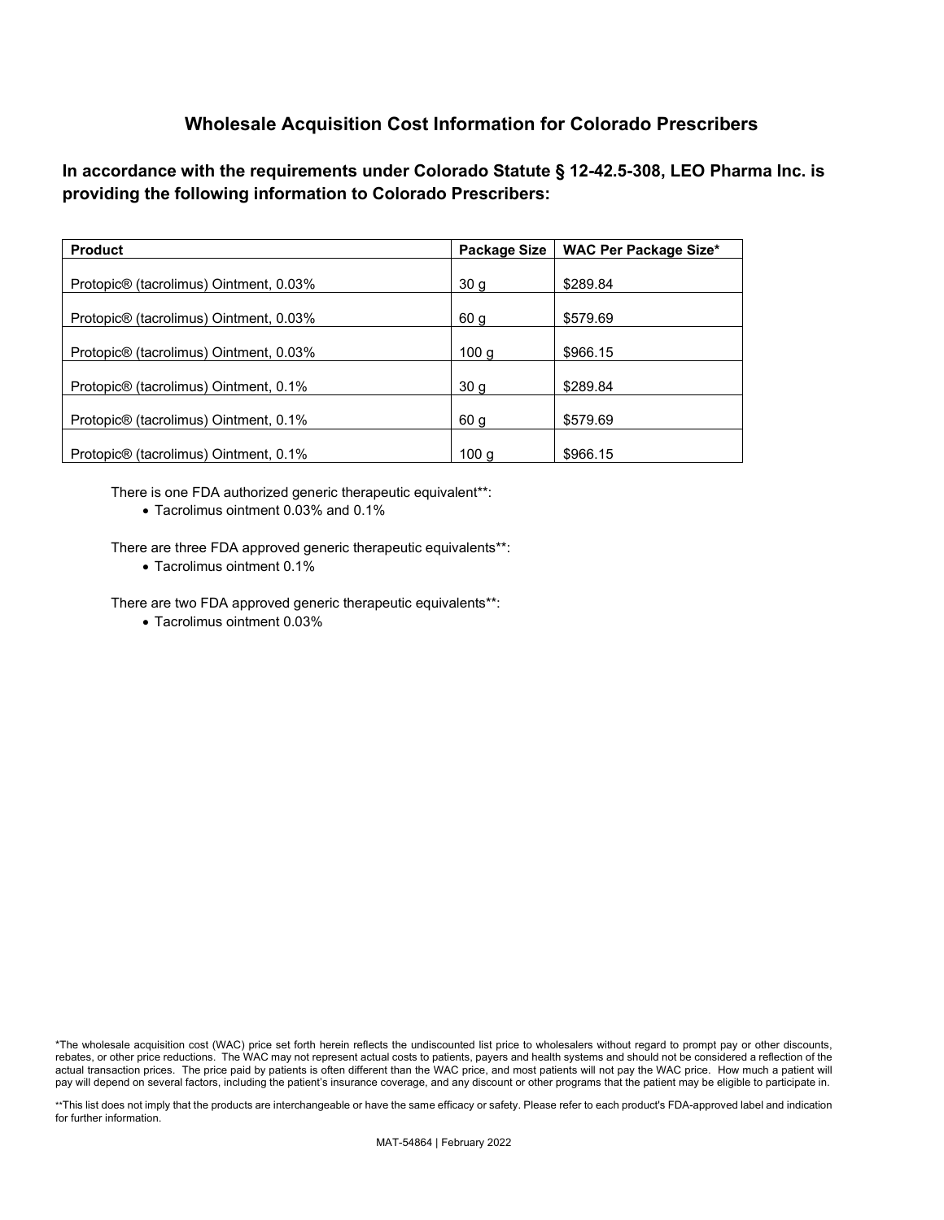# Wholesale Acquisition Cost Information for Colorado Prescribers

**In accordance with the requirements under Colorado Statute § 12-42.5-308, LEO Pharma Inc. is providing the following information to Colorado Prescribers:**

| Product | Package Size | WAC Per Package Size* |
|---|---|---|
| Protopic® (tacrolimus) Ointment, 0.03% | 30 g | $289.84 |
| Protopic® (tacrolimus) Ointment, 0.03% | 60 g | $579.69 |
| Protopic® (tacrolimus) Ointment, 0.03% | 100 g | $966.15 |
| Protopic® (tacrolimus) Ointment, 0.1% | 30 g | $289.84 |
| Protopic® (tacrolimus) Ointment, 0.1% | 60 g | $579.69 |
| Protopic® (tacrolimus) Ointment, 0.1% | 100 g | $966.15 |

There is one FDA authorized generic therapeutic equivalent**:

- Tacrolimus ointment 0.03% and 0.1%

There are three FDA approved generic therapeutic equivalents**:

- Tacrolimus ointment 0.1%

There are two FDA approved generic therapeutic equivalents**:

- Tacrolimus ointment 0.03%

*The wholesale acquisition cost (WAC) price set forth herein reflects the undiscounted list price to wholesalers without regard to prompt pay or other discounts, rebates, or other price reductions. The WAC may not represent actual costs to patients, payers and health systems and should not be considered a reflection of the actual transaction prices. The price paid by patients is often different than the WAC price, and most patients will not pay the WAC price. How much a patient will pay will depend on several factors, including the patient's insurance coverage, and any discount or other programs that the patient may be eligible to participate in.

**This list does not imply that the products are interchangeable or have the same efficacy or safety. Please refer to each product's FDA-approved label and indication for further information.

MAT-54864 | February 2022